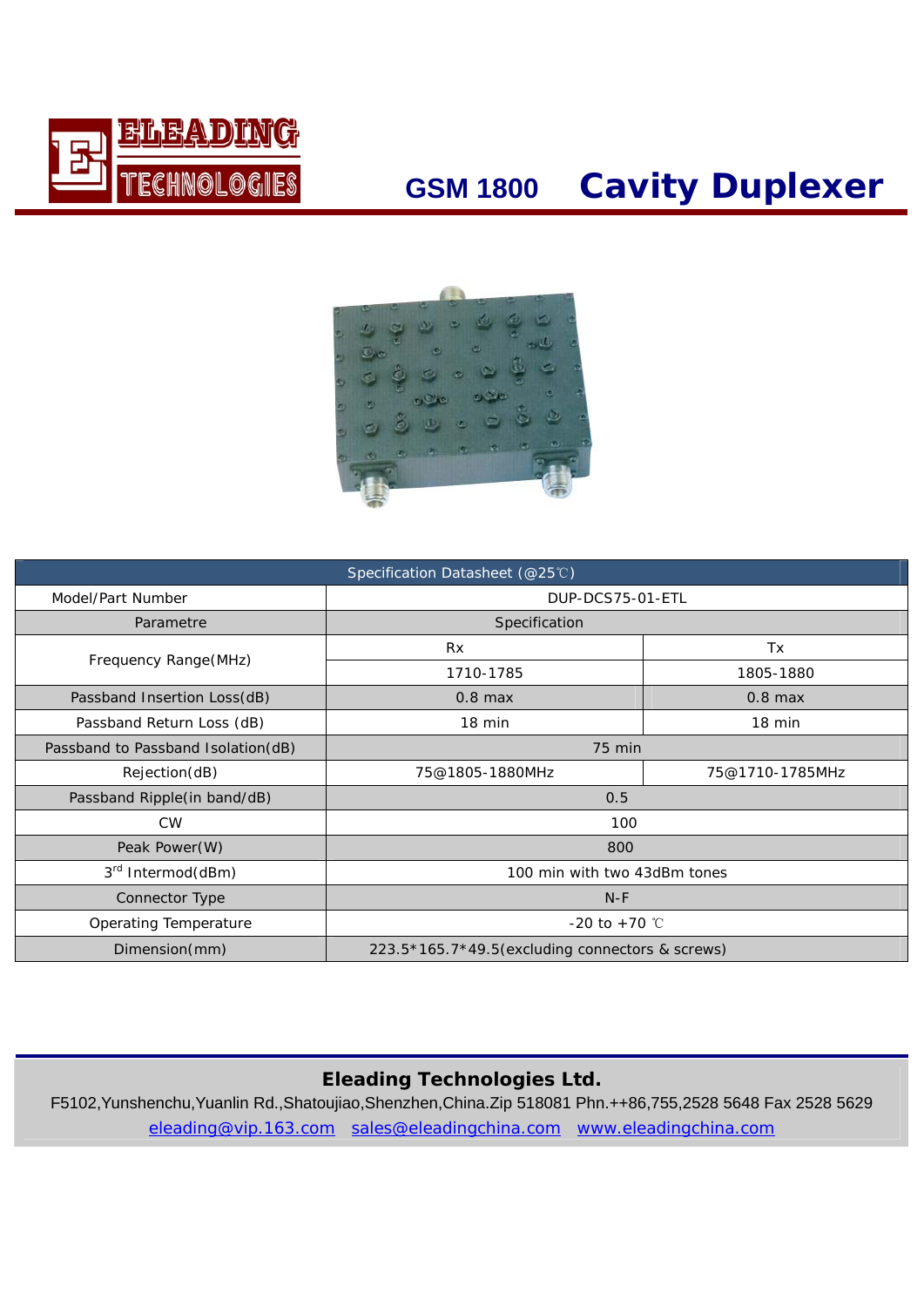ELEADING TECHNOLOGIES

# GSM 1800 Cavity Duplexer

| Specification Datasheet (@25℃) | | |
|---|---|---|
| Model/Part Number | DUP-DCS75-01-ETL | |
| Parametre | Specification | |
| Frequency Range(MHz) | Rx | Tx |
| | 1710-1785 | 1805-1880 |
| Passband Insertion Loss(dB) | 0.8 max | 0.8 max |
| Passband Return Loss (dB) | 18 min | 18 min |
| Passband to Passband Isolation(dB) | 75 min | |
| Rejection(dB) | 75@1805-1880MHz | 75@1710-1785MHz |
| Passband Ripple(in band/dB) | 0.5 | |
| CW | 100 | |
| Peak Power(W) | 800 | |
| 3rd Intermod(dBm) | 100 min with two 43dBm tones | |
| Connector Type | N-F | |
| Operating Temperature | -20 to +70 ℃ | |
| Dimension(mm) | 223.5*165.7*49.5(excluding connectors & screws) | |

**Eleading Technologies Ltd.**

F5102,Yunshenchu,Yuanlin Rd.,Shatoujiao,Shenzhen,China.Zip 518081 Phn.++86,755,2528 5648 Fax 2528 5629

eleading@vip.163.com sales@eleadingchina.com www.eleadingchina.com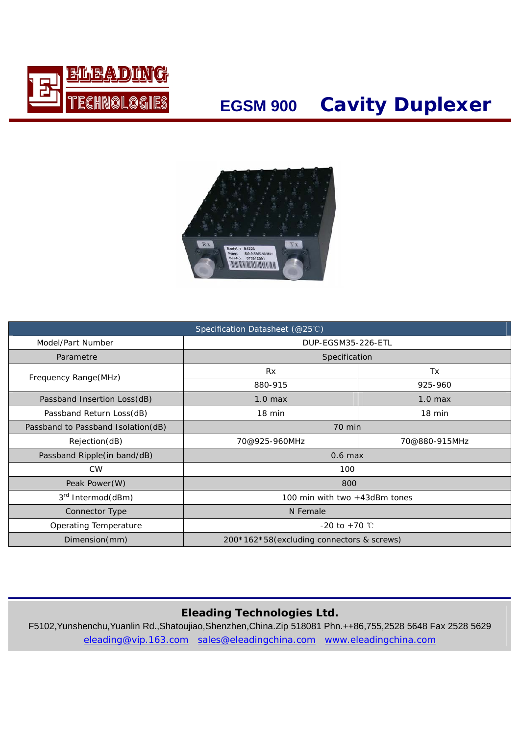ELEADING TECHNOLOGIES

# EGSM 900 Cavity Duplexer

| Specification Datasheet (@25℃) | | |
|---|---|---|
| Model/Part Number | DUP-EGSM35-226-ETL | |
| Parametre | Specification | |
| Frequency Range(MHz) | Rx | Tx |
| | 880-915 | 925-960 |
| Passband Insertion Loss(dB) | 1.0 max | 1.0 max |
| Passband Return Loss(dB) | 18 min | 18 min |
| Passband to Passband Isolation(dB) | 70 min | |
| Rejection(dB) | 70@925-960MHz | 70@880-915MHz |
| Passband Ripple(in band/dB) | 0.6 max | |
| CW | 100 | |
| Peak Power(W) | 800 | |
| 3rd Intermod(dBm) | 100 min with two +43dBm tones | |
| Connector Type | N Female | |
| Operating Temperature | -20 to +70 ℃ | |
| Dimension(mm) | 200*162*58(excluding connectors & screws) | |

**Eleading Technologies Ltd.**

F5102,Yunshenchu,Yuanlin Rd.,Shatoujiao,Shenzhen,China.Zip 518081 Phn.++86,755,2528 5648 Fax 2528 5629

eleading@vip.163.com sales@eleadingchina.com www.eleadingchina.com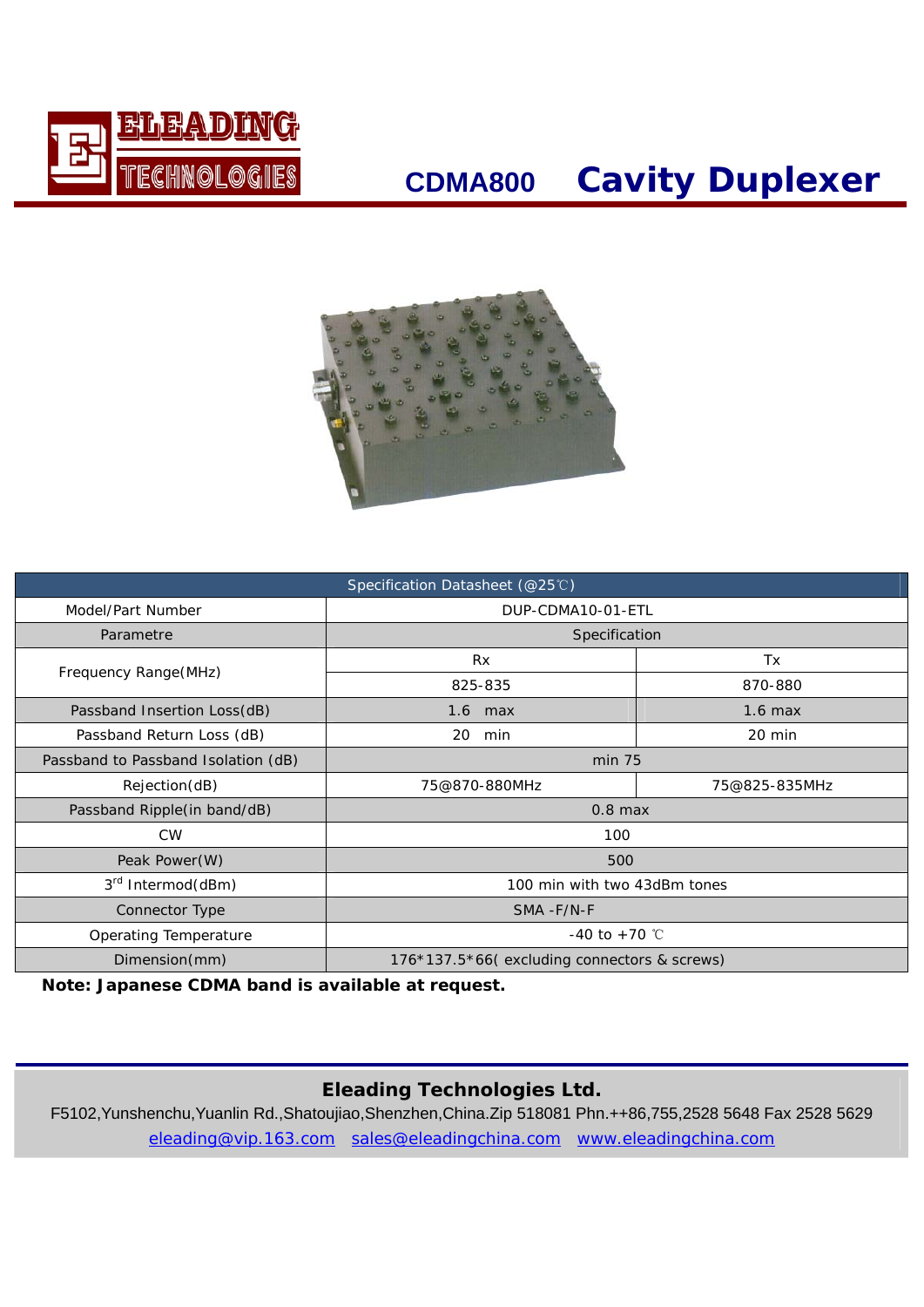# ELEADING TECHNOLOGIES

## CDMA800 Cavity Duplexer

| Specification Datasheet (@25℃) | | |
|---|---|---|
| Model/Part Number | DUP-CDMA10-01-ETL | |
| Parametre | Specification | |
| Frequency Range(MHz) | Rx | Tx |
| | 825-835 | 870-880 |
| Passband Insertion Loss(dB) | 1.6 max | 1.6 max |
| Passband Return Loss (dB) | 20 min | 20 min |
| Passband to Passband Isolation (dB) | min 75 | |
| Rejection(dB) | 75@870-880MHz | 75@825-835MHz |
| Passband Ripple(in band/dB) | 0.8 max | |
| CW | 100 | |
| Peak Power(W) | 500 | |
| 3rd Intermod(dBm) | 100 min with two 43dBm tones | |
| Connector Type | SMA -F/N-F | |
| Operating Temperature | -40 to +70 ℃ | |
| Dimension(mm) | 176*137.5*66( excluding connectors & screws) | |

**Note: Japanese CDMA band is available at request.**

**Eleading Technologies Ltd.**

F5102,Yunshenchu,Yuanlin Rd.,Shatoujiao,Shenzhen,China.Zip 518081 Phn.++86,755,2528 5648 Fax 2528 5629

eleading@vip.163.com sales@eleadingchina.com www.eleadingchina.com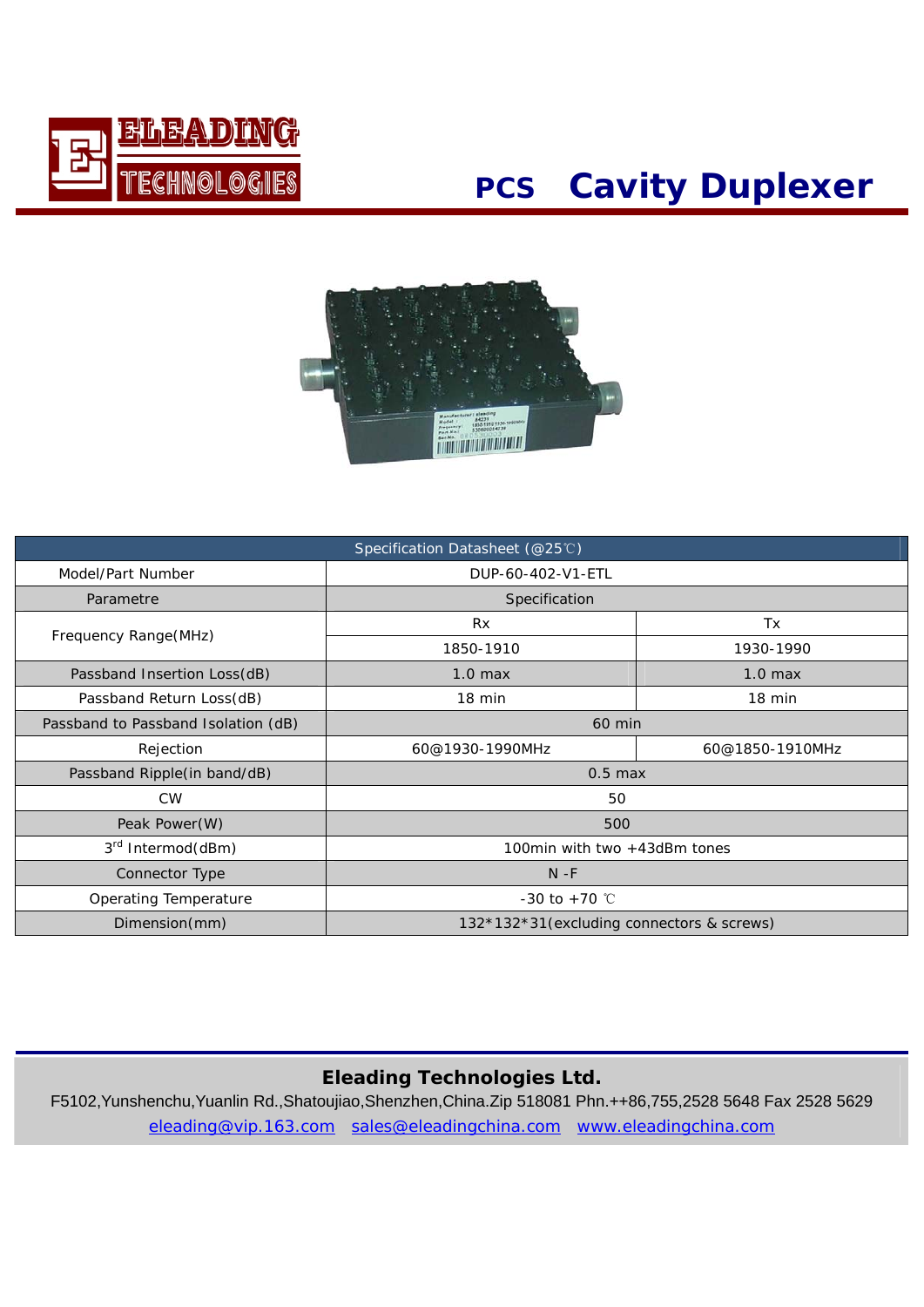# PCS Cavity Duplexer

| Specification Datasheet (@25℃) | | |
|---|---|---|
| Model/Part Number | DUP-60-402-V1-ETL | |
| Parametre | Specification | |
| Frequency Range(MHz) | Rx | Tx |
| | 1850-1910 | 1930-1990 |
| Passband Insertion Loss(dB) | 1.0 max | 1.0 max |
| Passband Return Loss(dB) | 18 min | 18 min |
| Passband to Passband Isolation (dB) | 60 min | |
| Rejection | 60@1930-1990MHz | 60@1850-1910MHz |
| Passband Ripple(in band/dB) | 0.5 max | |
| CW | 50 | |
| Peak Power(W) | 500 | |
| 3rd Intermod(dBm) | 100min with two +43dBm tones | |
| Connector Type | N -F | |
| Operating Temperature | -30 to +70 ℃ | |
| Dimension(mm) | 132*132*31(excluding connectors & screws) | |

**Eleading Technologies Ltd.**

F5102,Yunshenchu,Yuanlin Rd.,Shatoujiao,Shenzhen,China.Zip 518081 Phn.++86,755,2528 5648 Fax 2528 5629

eleading@vip.163.com sales@eleadingchina.com www.eleadingchina.com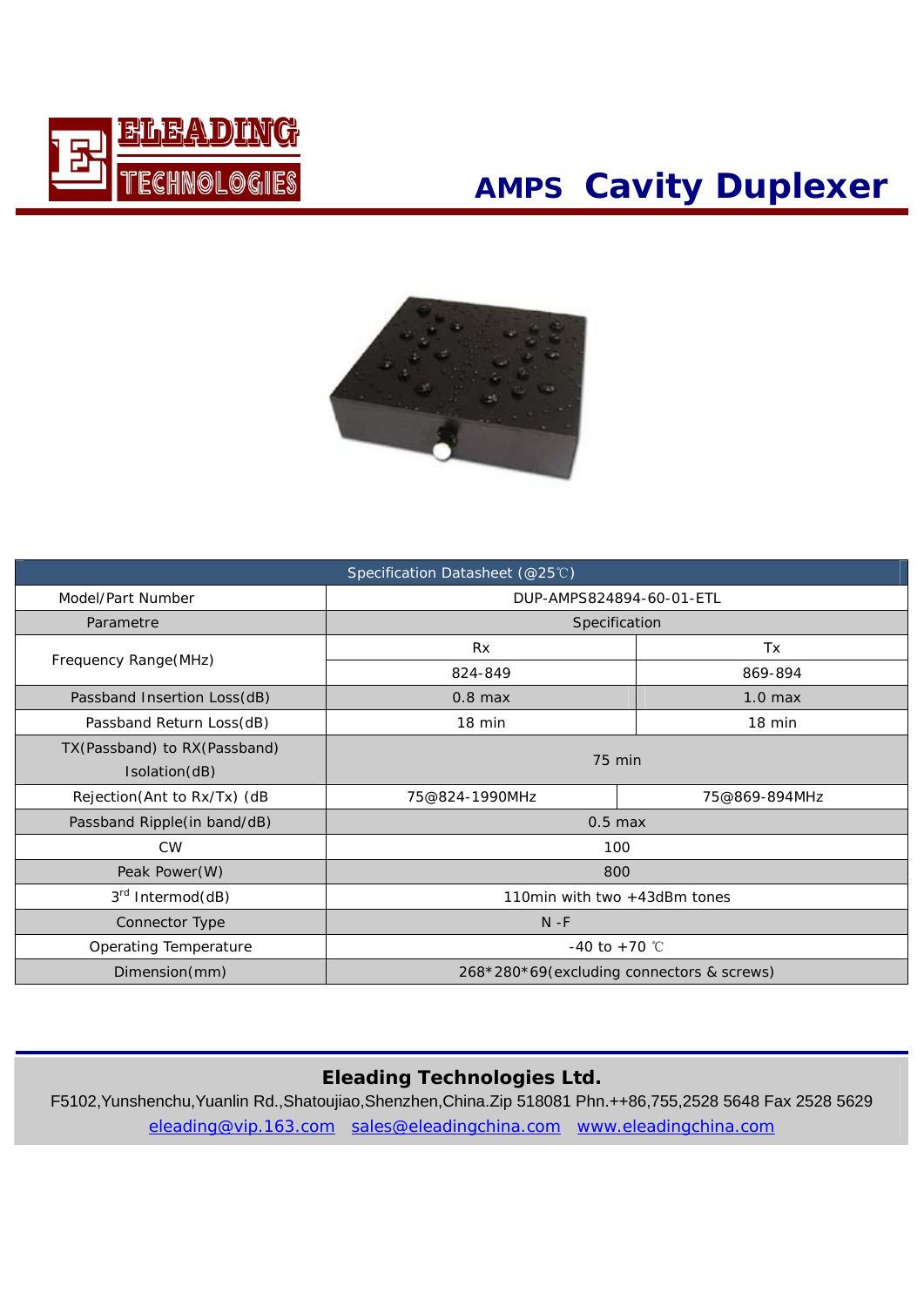ELEADING TECHNOLOGIES

# AMPS Cavity Duplexer

| Specification Datasheet (@25℃) | | |
|---|---|---|
| Model/Part Number | DUP-AMPS824894-60-01-ETL | |
| Parametre | Specification | |
| Frequency Range(MHz) | Rx | Tx |
| | 824-849 | 869-894 |
| Passband Insertion Loss(dB) | 0.8 max | 1.0 max |
| Passband Return Loss(dB) | 18 min | 18 min |
| TX(Passband) to RX(Passband) Isolation(dB) | 75 min | |
| Rejection(Ant to Rx/Tx) (dB | 75@824-1990MHz | 75@869-894MHz |
| Passband Ripple(in band/dB) | 0.5 max | |
| CW | 100 | |
| Peak Power(W) | 800 | |
| 3rd Intermod(dB) | 110min with two +43dBm tones | |
| Connector Type | N -F | |
| Operating Temperature | -40 to +70 ℃ | |
| Dimension(mm) | 268*280*69(excluding connectors & screws) | |

**Eleading Technologies Ltd.**

F5102,Yunshenchu,Yuanlin Rd.,Shatoujiao,Shenzhen,China.Zip 518081 Phn.++86,755,2528 5648 Fax 2528 5629

eleading@vip.163.com sales@eleadingchina.com www.eleadingchina.com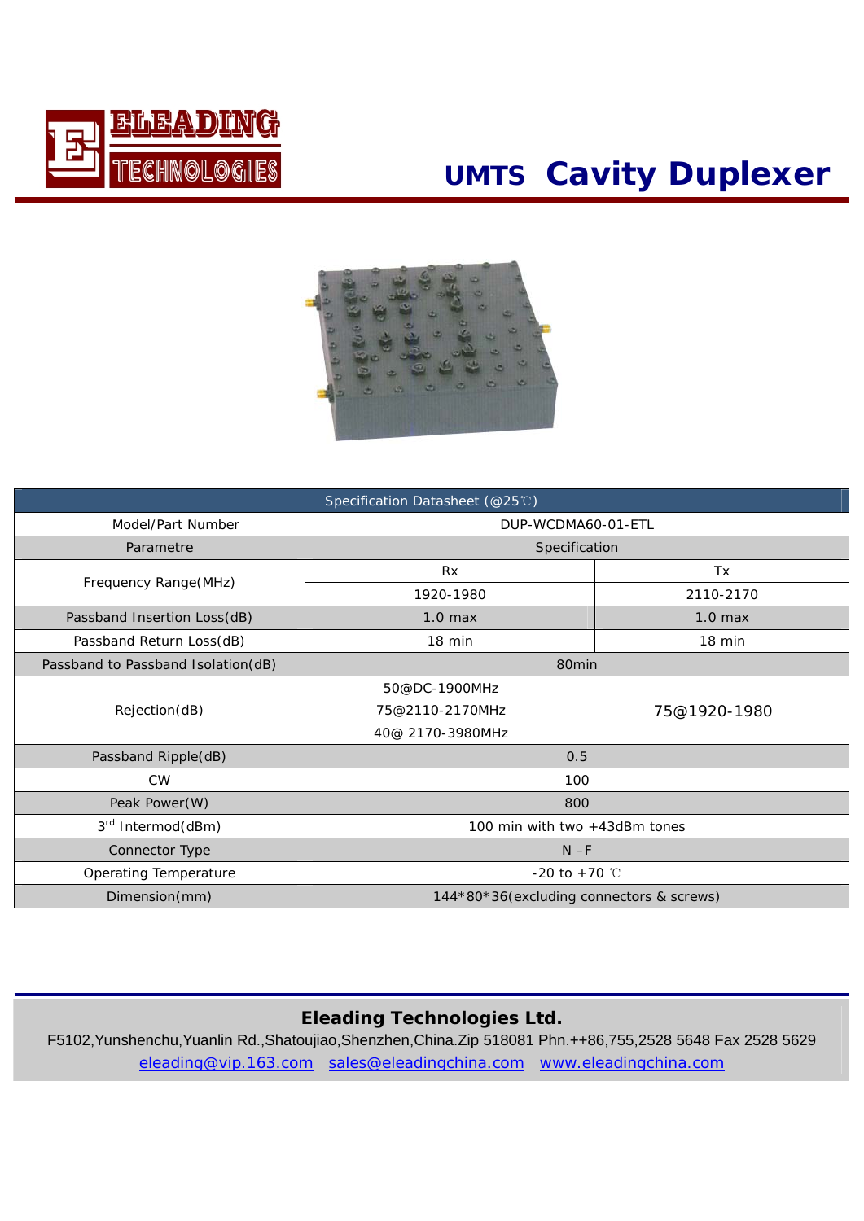ELEADING TECHNOLOGIES

# UMTS Cavity Duplexer

| Specification Datasheet (@25℃) | | | |
|---|---|---|---|
| Model/Part Number | DUP-WCDMA60-01-ETL | | |
| Parametre | Specification | | |
| Frequency Range(MHz) | Rx | | Tx |
| | 1920-1980 | | 2110-2170 |
| Passband Insertion Loss(dB) | 1.0 max | | 1.0 max |
| Passband Return Loss(dB) | 18 min | | 18 min |
| Passband to Passband Isolation(dB) | 80min | | |
| Rejection(dB) | 50@DC-1900MHz<br>75@2110-2170MHz<br>40@ 2170-3980MHz | | 75@1920-1980 |
| Passband Ripple(dB) | 0.5 | | |
| CW | 100 | | |
| Peak Power(W) | 800 | | |
| 3rd Intermod(dBm) | 100 min with two +43dBm tones | | |
| Connector Type | N –F | | |
| Operating Temperature | -20 to +70 ℃ | | |
| Dimension(mm) | 144*80*36(excluding connectors & screws) | | |

**Eleading Technologies Ltd.**

F5102,Yunshenchu,Yuanlin Rd.,Shatoujiao,Shenzhen,China.Zip 518081 Phn.++86,755,2528 5648 Fax 2528 5629

eleading@vip.163.com sales@eleadingchina.com www.eleadingchina.com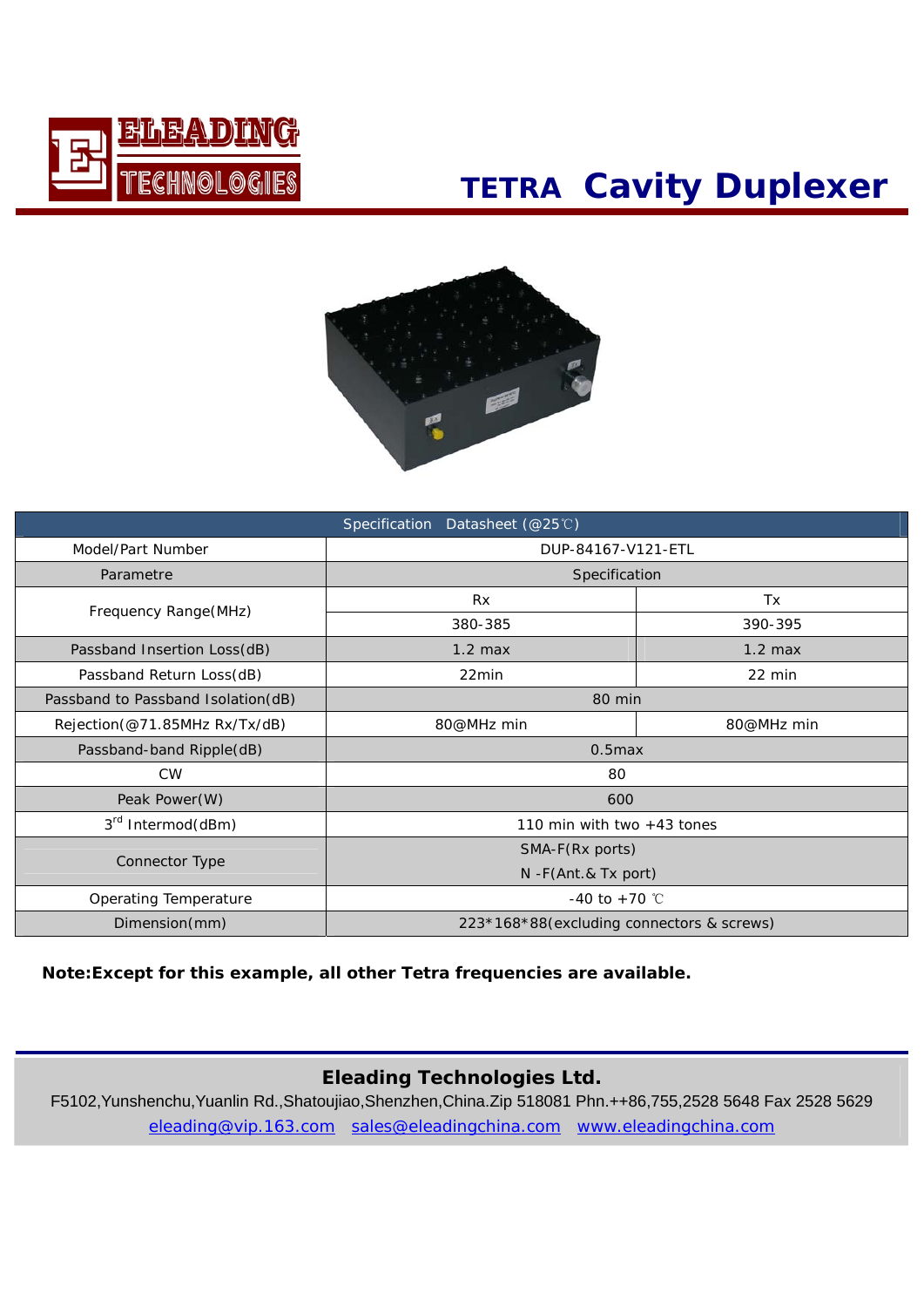# TETRA Cavity Duplexer

| Specification Datasheet (@25℃) | | |
|---|---|---|
| Model/Part Number | DUP-84167-V121-ETL | |
| Parametre | Specification | |
| Frequency Range(MHz) | Rx | Tx |
| | 380-385 | 390-395 |
| Passband Insertion Loss(dB) | 1.2 max | 1.2 max |
| Passband Return Loss(dB) | 22min | 22 min |
| Passband to Passband Isolation(dB) | 80 min | |
| Rejection(@71.85MHz Rx/Tx/dB) | 80@MHz min | 80@MHz min |
| Passband-band Ripple(dB) | 0.5max | |
| CW | 80 | |
| Peak Power(W) | 600 | |
| 3rd Intermod(dBm) | 110 min with two +43 tones | |
| Connector Type | SMA-F(Rx ports)<br>N -F(Ant.& Tx port) | |
| Operating Temperature | -40 to +70 ℃ | |
| Dimension(mm) | 223*168*88(excluding connectors & screws) | |

**Note:Except for this example, all other Tetra frequencies are available.**

**Eleading Technologies Ltd.**

F5102,Yunshenchu,Yuanlin Rd.,Shatoujiao,Shenzhen,China.Zip 518081 Phn.++86,755,2528 5648 Fax 2528 5629

eleading@vip.163.com sales@eleadingchina.com www.eleadingchina.com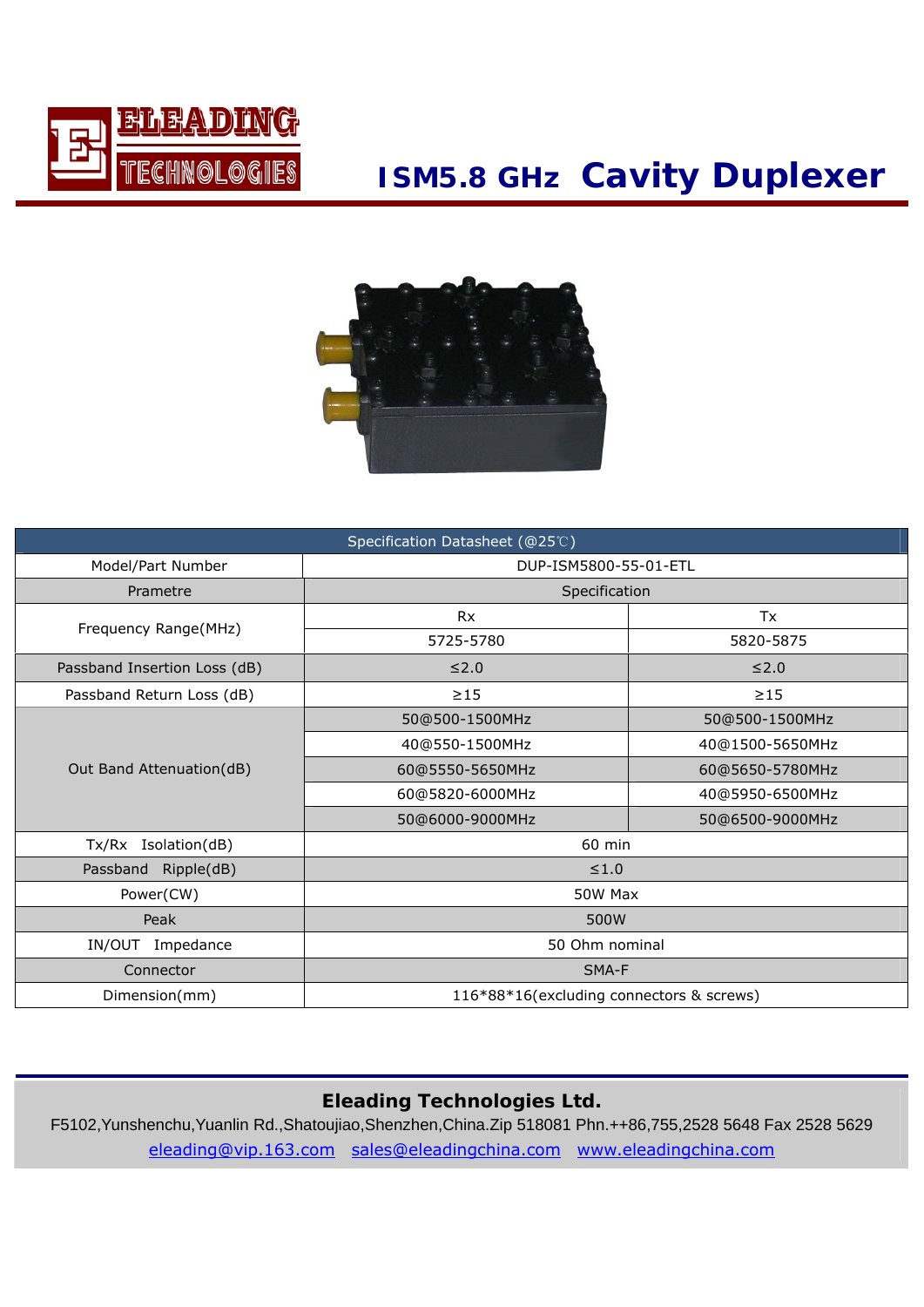ELEADING TECHNOLOGIES

# ISM5.8 GHz Cavity Duplexer

| Specification Datasheet (@25℃) | | |
|---|---|---|
| Model/Part Number | DUP-ISM5800-55-01-ETL | |
| Prametre | Specification | |
| Frequency Range(MHz) | Rx | Tx |
| | 5725-5780 | 5820-5875 |
| Passband Insertion Loss (dB) | ≤2.0 | ≤2.0 |
| Passband Return Loss (dB) | ≥15 | ≥15 |
| Out Band Attenuation(dB) | 50@500-1500MHz | 50@500-1500MHz |
| | 40@550-1500MHz | 40@1500-5650MHz |
| | 60@5550-5650MHz | 60@5650-5780MHz |
| | 60@5820-6000MHz | 40@5950-6500MHz |
| | 50@6000-9000MHz | 50@6500-9000MHz |
| Tx/Rx Isolation(dB) | 60 min | |
| Passband Ripple(dB) | ≤1.0 | |
| Power(CW) | 50W Max | |
| Peak | 500W | |
| IN/OUT Impedance | 50 Ohm nominal | |
| Connector | SMA-F | |
| Dimension(mm) | 116*88*16(excluding connectors & screws) | |

**Eleading Technologies Ltd.**

F5102,Yunshenchu,Yuanlin Rd.,Shatoujiao,Shenzhen,China.Zip 518081 Phn.++86,755,2528 5648 Fax 2528 5629

eleading@vip.163.com sales@eleadingchina.com www.eleadingchina.com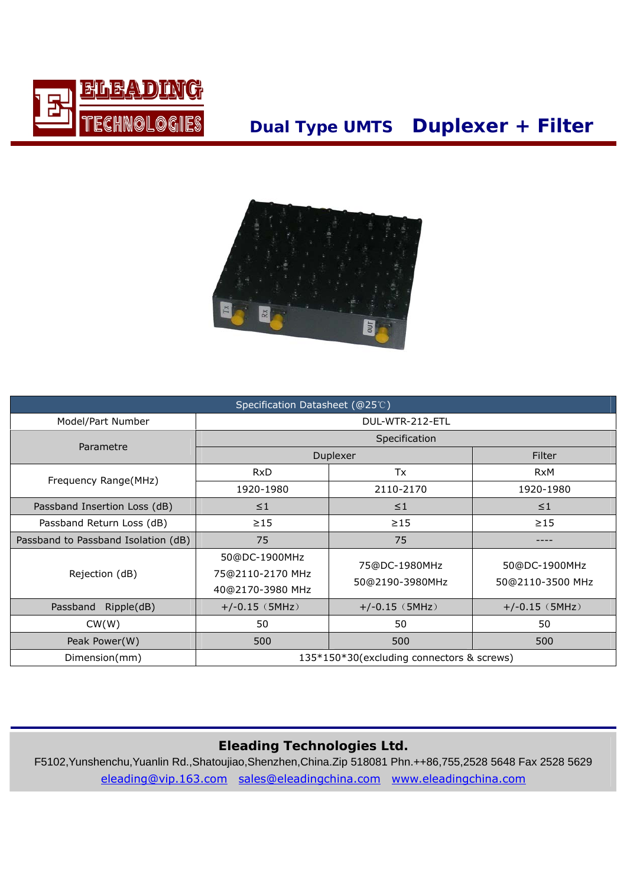ELEADING TECHNOLOGIES

# Dual Type UMTS Duplexer + Filter

| Specification Datasheet (@25℃) | | | |
|---|---|---|---|
| Model/Part Number | DUL-WTR-212-ETL | | |
| Parametre | Specification | | |
| | Duplexer | | Filter |
| Frequency Range(MHz) | RxD | Tx | RxM |
| | 1920-1980 | 2110-2170 | 1920-1980 |
| Passband Insertion Loss (dB) | ≤1 | ≤1 | ≤1 |
| Passband Return Loss (dB) | ≥15 | ≥15 | ≥15 |
| Passband to Passband Isolation (dB) | 75 | 75 | ---- |
| Rejection (dB) | 50@DC-1900MHz<br>75@2110-2170 MHz<br>40@2170-3980 MHz | 75@DC-1980MHz<br>50@2190-3980MHz | 50@DC-1900MHz<br>50@2110-3500 MHz |
| Passband Ripple(dB) | +/-0.15（5MHz） | +/-0.15（5MHz） | +/-0.15（5MHz） |
| CW(W) | 50 | 50 | 50 |
| Peak Power(W) | 500 | 500 | 500 |
| Dimension(mm) | 135*150*30(excluding connectors & screws) | | |

**Eleading Technologies Ltd.**

F5102,Yunshenchu,Yuanlin Rd.,Shatoujiao,Shenzhen,China.Zip 518081 Phn.++86,755,2528 5648 Fax 2528 5629

eleading@vip.163.com sales@eleadingchina.com www.eleadingchina.com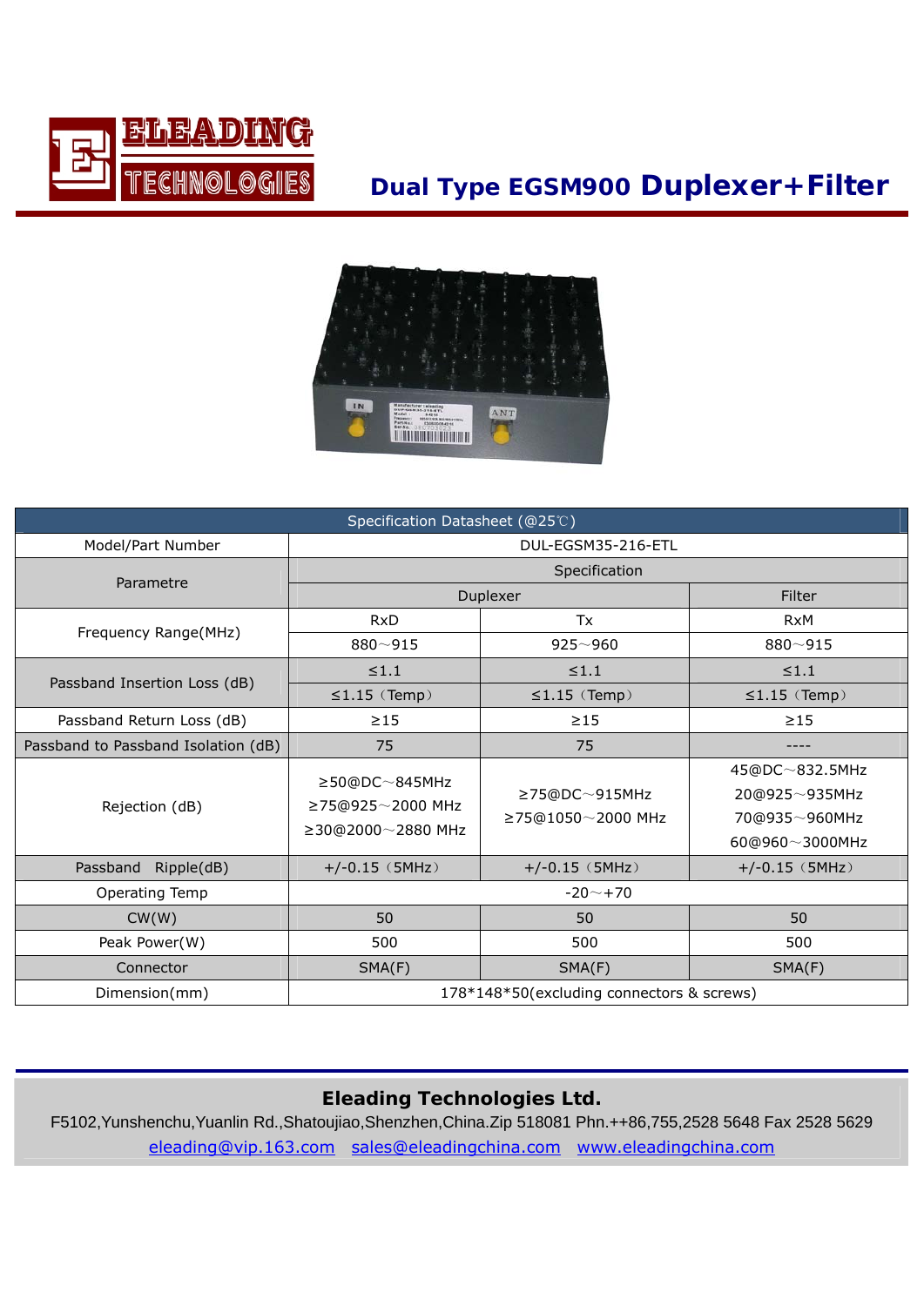# Dual Type EGSM900 Duplexer+Filter

| Specification Datasheet (@25℃) | | | |
|---|---|---|---|
| Model/Part Number | DUL-EGSM35-216-ETL | | |
| Parametre | Specification | | |
| | Duplexer | | Filter |
| Frequency Range(MHz) | RxD | Tx | RxM |
| | 880～915 | 925～960 | 880～915 |
| Passband Insertion Loss (dB) | ≤1.1 | ≤1.1 | ≤1.1 |
| | ≤1.15（Temp） | ≤1.15（Temp） | ≤1.15（Temp） |
| Passband Return Loss (dB) | ≥15 | ≥15 | ≥15 |
| Passband to Passband Isolation (dB) | 75 | 75 | ---- |
| Rejection (dB) | ≥50@DC～845MHz<br>≥75@925～2000 MHz<br>≥30@2000～2880 MHz | ≥75@DC～915MHz<br>≥75@1050～2000 MHz | 45@DC～832.5MHz<br>20@925～935MHz<br>70@935～960MHz<br>60@960～3000MHz |
| Passband Ripple(dB) | +/-0.15（5MHz） | +/-0.15（5MHz） | +/-0.15（5MHz） |
| Operating Temp | -20～+70 | | |
| CW(W) | 50 | 50 | 50 |
| Peak Power(W) | 500 | 500 | 500 |
| Connector | SMA(F) | SMA(F) | SMA(F) |
| Dimension(mm) | 178*148*50(excluding connectors & screws) | | |

**Eleading Technologies Ltd.**

F5102,Yunshenchu,Yuanlin Rd.,Shatoujiao,Shenzhen,China.Zip 518081 Phn.++86,755,2528 5648 Fax 2528 5629

eleading@vip.163.com sales@eleadingchina.com www.eleadingchina.com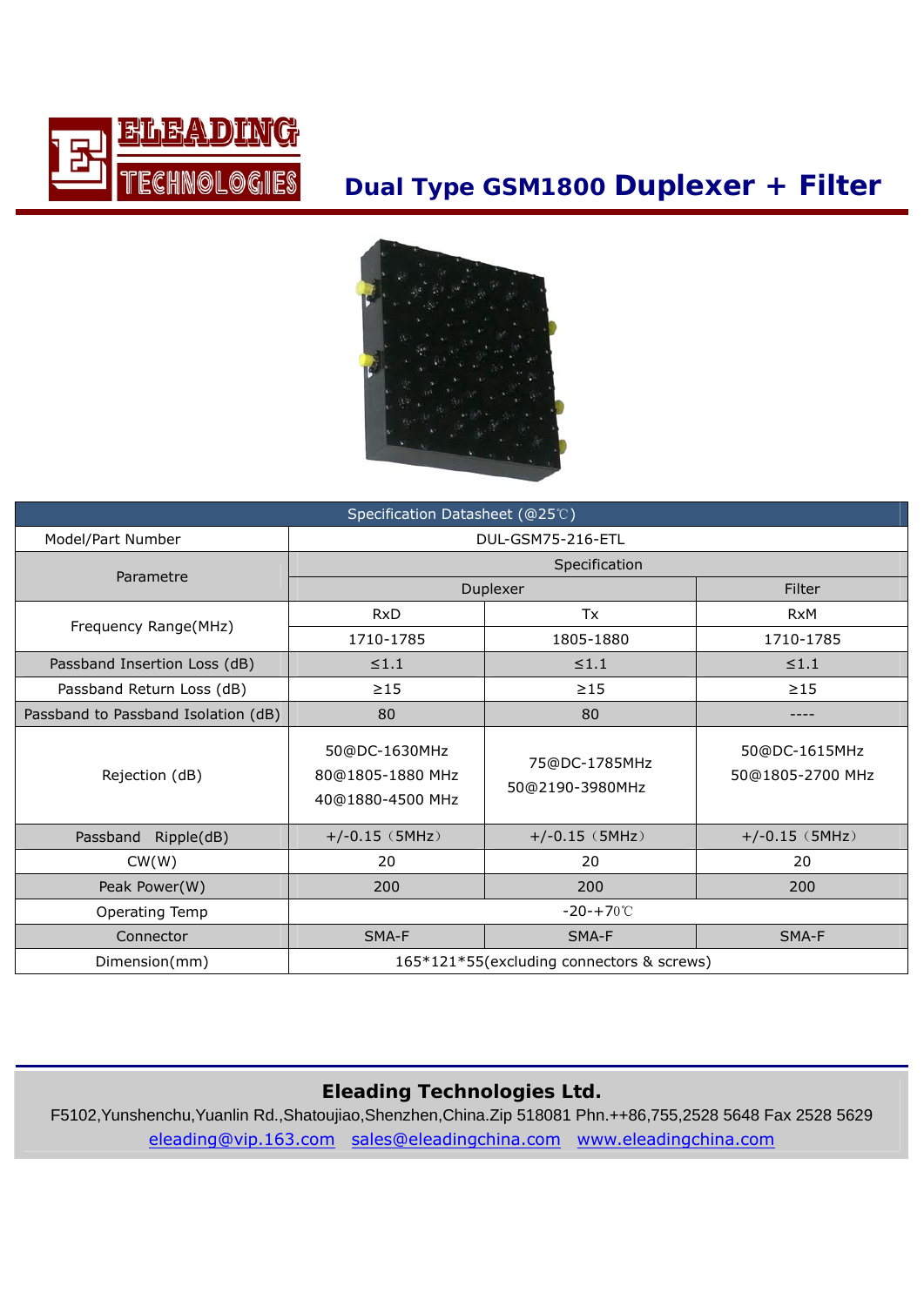ELEADING TECHNOLOGIES

# Dual Type GSM1800 Duplexer + Filter

| Specification Datasheet (@25℃) | | | |
|---|---|---|---|
| Model/Part Number | DUL-GSM75-216-ETL | | |
| Parametre | Specification | | |
| | Duplexer | | Filter |
| Frequency Range(MHz) | RxD | Tx | RxM |
| | 1710-1785 | 1805-1880 | 1710-1785 |
| Passband Insertion Loss (dB) | ≤1.1 | ≤1.1 | ≤1.1 |
| Passband Return Loss (dB) | ≥15 | ≥15 | ≥15 |
| Passband to Passband Isolation (dB) | 80 | 80 | ---- |
| Rejection (dB) | 50@DC-1630MHz<br>80@1805-1880 MHz<br>40@1880-4500 MHz | 75@DC-1785MHz<br>50@2190-3980MHz | 50@DC-1615MHz<br>50@1805-2700 MHz |
| Passband Ripple(dB) | +/-0.15（5MHz） | +/-0.15（5MHz） | +/-0.15（5MHz） |
| CW(W) | 20 | 20 | 20 |
| Peak Power(W) | 200 | 200 | 200 |
| Operating Temp | -20-+70℃ | | |
| Connector | SMA-F | SMA-F | SMA-F |
| Dimension(mm) | 165*121*55(excluding connectors & screws) | | |

**Eleading Technologies Ltd.**

F5102,Yunshenchu,Yuanlin Rd.,Shatoujiao,Shenzhen,China.Zip 518081 Phn.++86,755,2528 5648 Fax 2528 5629

eleading@vip.163.com sales@eleadingchina.com www.eleadingchina.com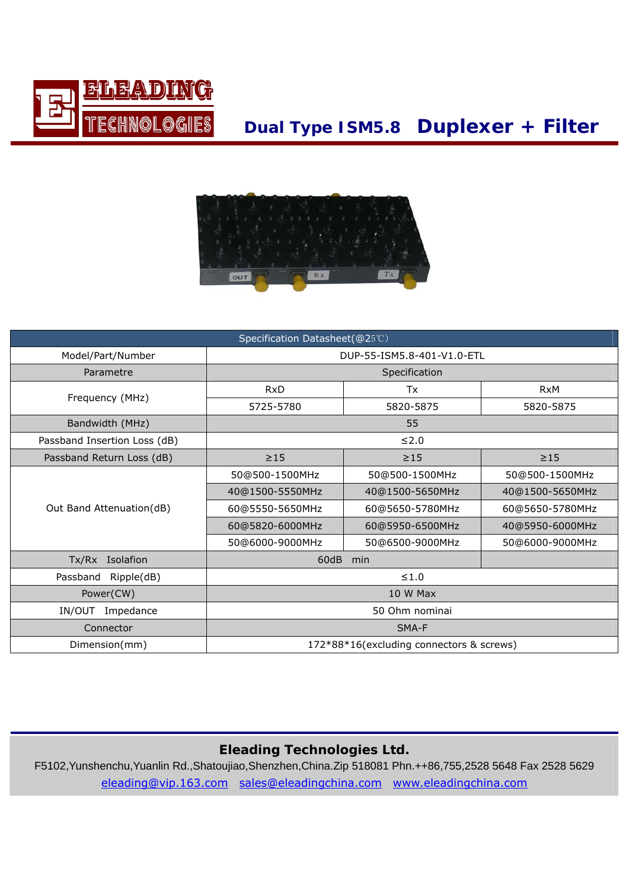# Dual Type ISM5.8 Duplexer + Filter

| Specification Datasheet(@25℃) | | | |
|---|---|---|---|
| Model/Part/Number | DUP-55-ISM5.8-401-V1.0-ETL | | |
| Parametre | Specification | | |
| Frequency (MHz) | RxD | Tx | RxM |
| | 5725-5780 | 5820-5875 | 5820-5875 |
| Bandwidth (MHz) | 55 | | |
| Passband Insertion Loss (dB) | ≤2.0 | | |
| Passband Return Loss (dB) | ≥15 | ≥15 | ≥15 |
| Out Band Attenuation(dB) | 50@500-1500MHz | 50@500-1500MHz | 50@500-1500MHz |
| | 40@1500-5550MHz | 40@1500-5650MHz | 40@1500-5650MHz |
| | 60@5550-5650MHz | 60@5650-5780MHz | 60@5650-5780MHz |
| | 60@5820-6000MHz | 60@5950-6500MHz | 40@5950-6000MHz |
| | 50@6000-9000MHz | 50@6500-9000MHz | 50@6000-9000MHz |
| Tx/Rx Isolation | 60dB min | | |
| Passband Ripple(dB) | ≤1.0 | | |
| Power(CW) | 10 W Max | | |
| IN/OUT Impedance | 50 Ohm nominai | | |
| Connector | SMA-F | | |
| Dimension(mm) | 172*88*16(excluding connectors & screws) | | |

**Eleading Technologies Ltd.**

F5102,Yunshenchu,Yuanlin Rd.,Shatoujiao,Shenzhen,China.Zip 518081 Phn.++86,755,2528 5648 Fax 2528 5629

eleading@vip.163.com sales@eleadingchina.com www.eleadingchina.com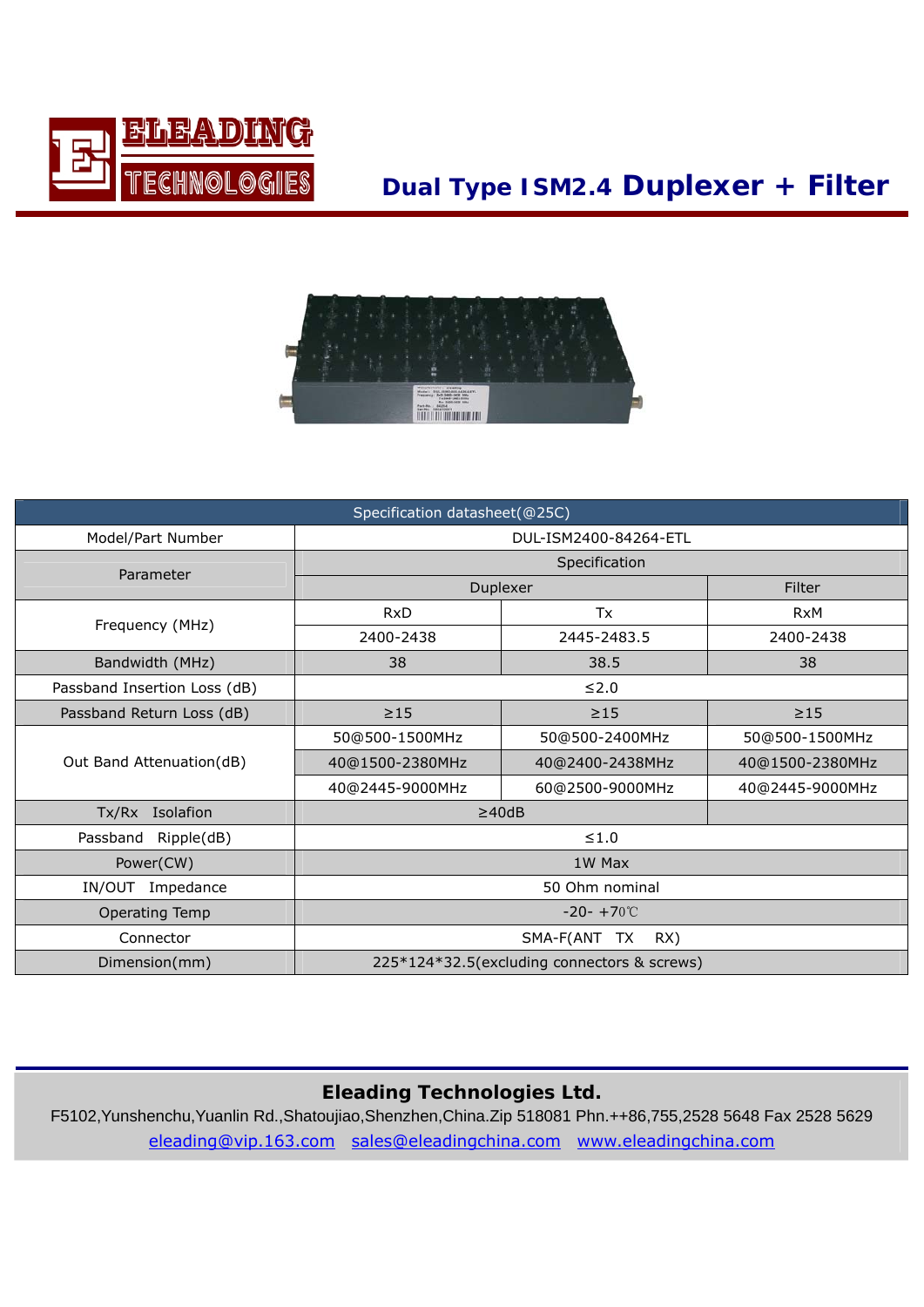# ELEADING TECHNOLOGIES

## Dual Type ISM2.4 Duplexer + Filter

| Specification datasheet(@25C) | | | |
|---|---|---|---|
| Model/Part Number | DUL-ISM2400-84264-ETL | | |
| Parameter | Specification | | |
| | Duplexer | | Filter |
| Frequency (MHz) | RxD | Tx | RxM |
| | 2400-2438 | 2445-2483.5 | 2400-2438 |
| Bandwidth (MHz) | 38 | 38.5 | 38 |
| Passband Insertion Loss (dB) | ≤2.0 | | |
| Passband Return Loss (dB) | ≥15 | ≥15 | ≥15 |
| Out Band Attenuation(dB) | 50@500-1500MHz | 50@500-2400MHz | 50@500-1500MHz |
| | 40@1500-2380MHz | 40@2400-2438MHz | 40@1500-2380MHz |
| | 40@2445-9000MHz | 60@2500-9000MHz | 40@2445-9000MHz |
| Tx/Rx Isolafion | ≥40dB | | |
| Passband Ripple(dB) | ≤1.0 | | |
| Power(CW) | 1W Max | | |
| IN/OUT Impedance | 50 Ohm nominal | | |
| Operating Temp | -20- +70℃ | | |
| Connector | SMA-F(ANT TX RX) | | |
| Dimension(mm) | 225*124*32.5(excluding connectors & screws) | | |

**Eleading Technologies Ltd.**

F5102,Yunshenchu,Yuanlin Rd.,Shatoujiao,Shenzhen,China.Zip 518081 Phn.++86,755,2528 5648 Fax 2528 5629

eleading@vip.163.com sales@eleadingchina.com www.eleadingchina.com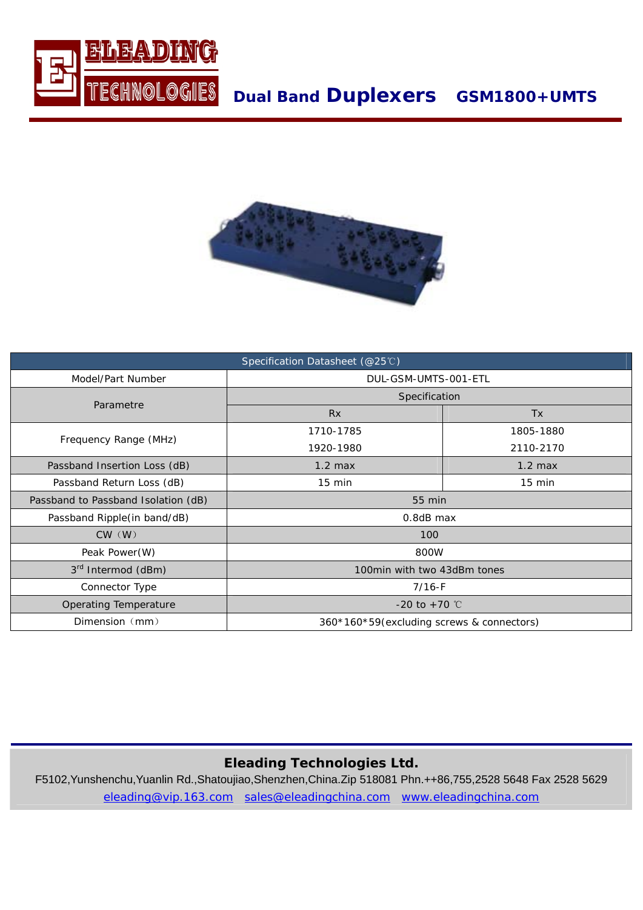# Dual Band Duplexers GSM1800+UMTS

| Specification Datasheet (@25℃) | | |
|---|---|---|
| Model/Part Number | DUL-GSM-UMTS-001-ETL | |
| Parametre | Specification | |
| | Rx | Tx |
| Frequency Range (MHz) | 1710-1785<br>1920-1980 | 1805-1880<br>2110-2170 |
| Passband Insertion Loss (dB) | 1.2 max | 1.2 max |
| Passband Return Loss (dB) | 15 min | 15 min |
| Passband to Passband Isolation (dB) | 55 min | |
| Passband Ripple(in band/dB) | 0.8dB max | |
| CW（W） | 100 | |
| Peak Power(W) | 800W | |
| $3^{rd}$ Intermod (dBm) | 100min with two 43dBm tones | |
| Connector Type | 7/16-F | |
| Operating Temperature | -20 to +70 ℃ | |
| Dimension（mm） | 360*160*59(excluding screws & connectors) | |

**Eleading Technologies Ltd.**

F5102,Yunshenchu,Yuanlin Rd.,Shatoujiao,Shenzhen,China.Zip 518081 Phn.++86,755,2528 5648 Fax 2528 5629

eleading@vip.163.com sales@eleadingchina.com www.eleadingchina.com